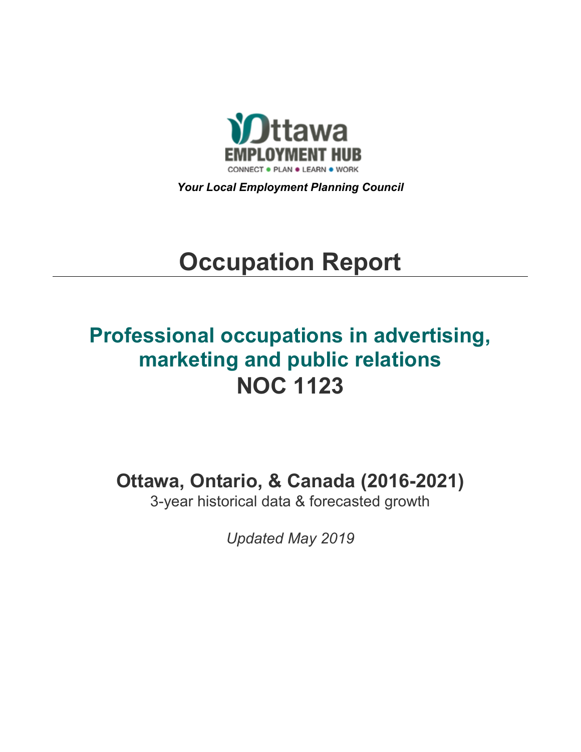Ottawa EMPLOYMENT HUB

CONNECT • PLAN • LEARN • WORK

***Your Local Employment Planning Council***

# Occupation Report

## Professional occupations in advertising, marketing and public relations
## NOC 1123

### Ottawa, Ontario, & Canada (2016-2021)

3-year historical data & forecasted growth

*Updated May 2019*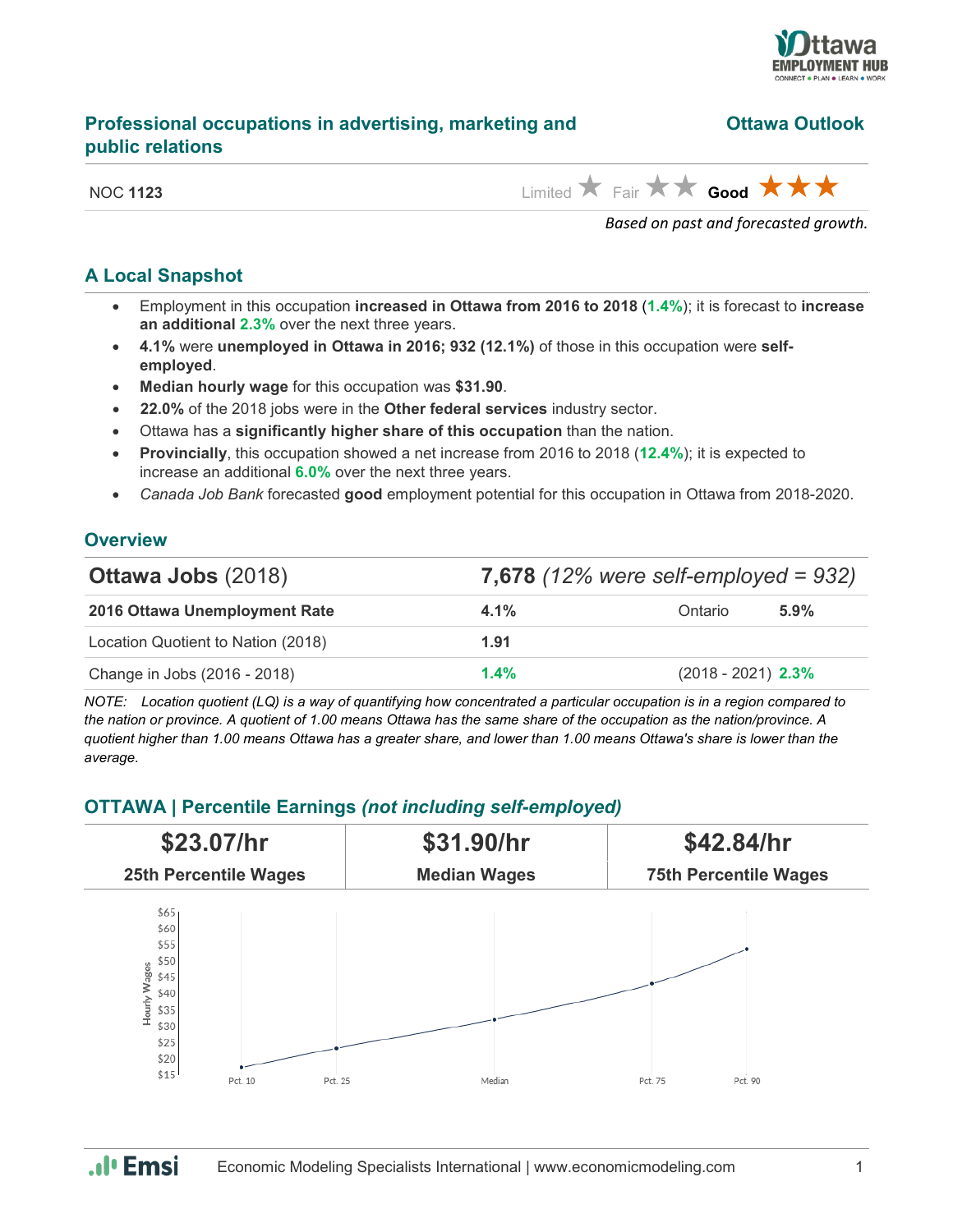## Professional occupations in advertising, marketing and public relations

**Ottawa Outlook**

NOC **1123**

Limited ★ Fair ★★ **Good** ★★★

*Based on past and forecasted growth.*

### A Local Snapshot

- Employment in this occupation **increased in Ottawa from 2016 to 2018** (**1.4%**); it is forecast to **increase an additional 2.3%** over the next three years.
- **4.1%** were **unemployed in Ottawa in 2016; 932 (12.1%)** of those in this occupation were **self-employed**.
- **Median hourly wage** for this occupation was **$31.90**.
- **22.0%** of the 2018 jobs were in the **Other federal services** industry sector.
- Ottawa has a **significantly higher share of this occupation** than the nation.
- **Provincially**, this occupation showed a net increase from 2016 to 2018 (**12.4%**); it is expected to increase an additional **6.0%** over the next three years.
- *Canada Job Bank* forecasted **good** employment potential for this occupation in Ottawa from 2018-2020.

### Overview

| **Ottawa Jobs** (2018) | **7,678** *(12% were self-employed = 932)* | | |
|---|---|---|---|
| **2016 Ottawa Unemployment Rate** | **4.1%** | Ontario | **5.9%** |
| Location Quotient to Nation (2018) | **1.91** | | |
| Change in Jobs (2016 - 2018) | **1.4%** | (2018 - 2021) | **2.3%** |

*NOTE: Location quotient (LQ) is a way of quantifying how concentrated a particular occupation is in a region compared to the nation or province. A quotient of 1.00 means Ottawa has the same share of the occupation as the nation/province. A quotient higher than 1.00 means Ottawa has a greater share, and lower than 1.00 means Ottawa's share is lower than the average.*

### OTTAWA | Percentile Earnings *(not including self-employed)*

| **$23.07/hr** | **$31.90/hr** | **$42.84/hr** |
|---|---|---|
| **25th Percentile Wages** | **Median Wages** | **75th Percentile Wages** |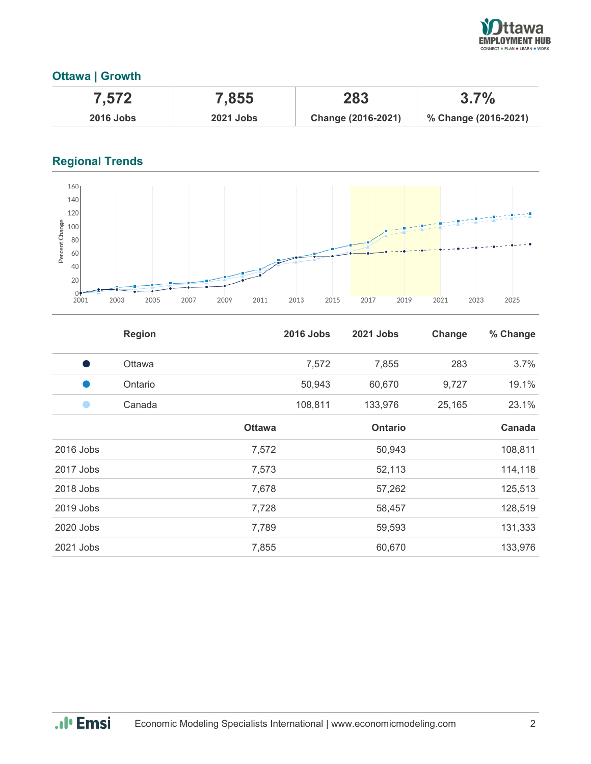## Ottawa | Growth

| 7,572 | 7,855 | 283 | 3.7% |
| --- | --- | --- | --- |
| 2016 Jobs | 2021 Jobs | Change (2016-2021) | % Change (2016-2021) |

## Regional Trends

| | Region | 2016 Jobs | 2021 Jobs | Change | % Change |
| --- | --- | --- | --- | --- | --- |
| ● | Ottawa | 7,572 | 7,855 | 283 | 3.7% |
| ● | Ontario | 50,943 | 60,670 | 9,727 | 19.1% |
| ● | Canada | 108,811 | 133,976 | 25,165 | 23.1% |

| | Ottawa | Ontario | Canada |
| --- | --- | --- | --- |
| 2016 Jobs | 7,572 | 50,943 | 108,811 |
| 2017 Jobs | 7,573 | 52,113 | 114,118 |
| 2018 Jobs | 7,678 | 57,262 | 125,513 |
| 2019 Jobs | 7,728 | 58,457 | 128,519 |
| 2020 Jobs | 7,789 | 59,593 | 131,333 |
| 2021 Jobs | 7,855 | 60,670 | 133,976 |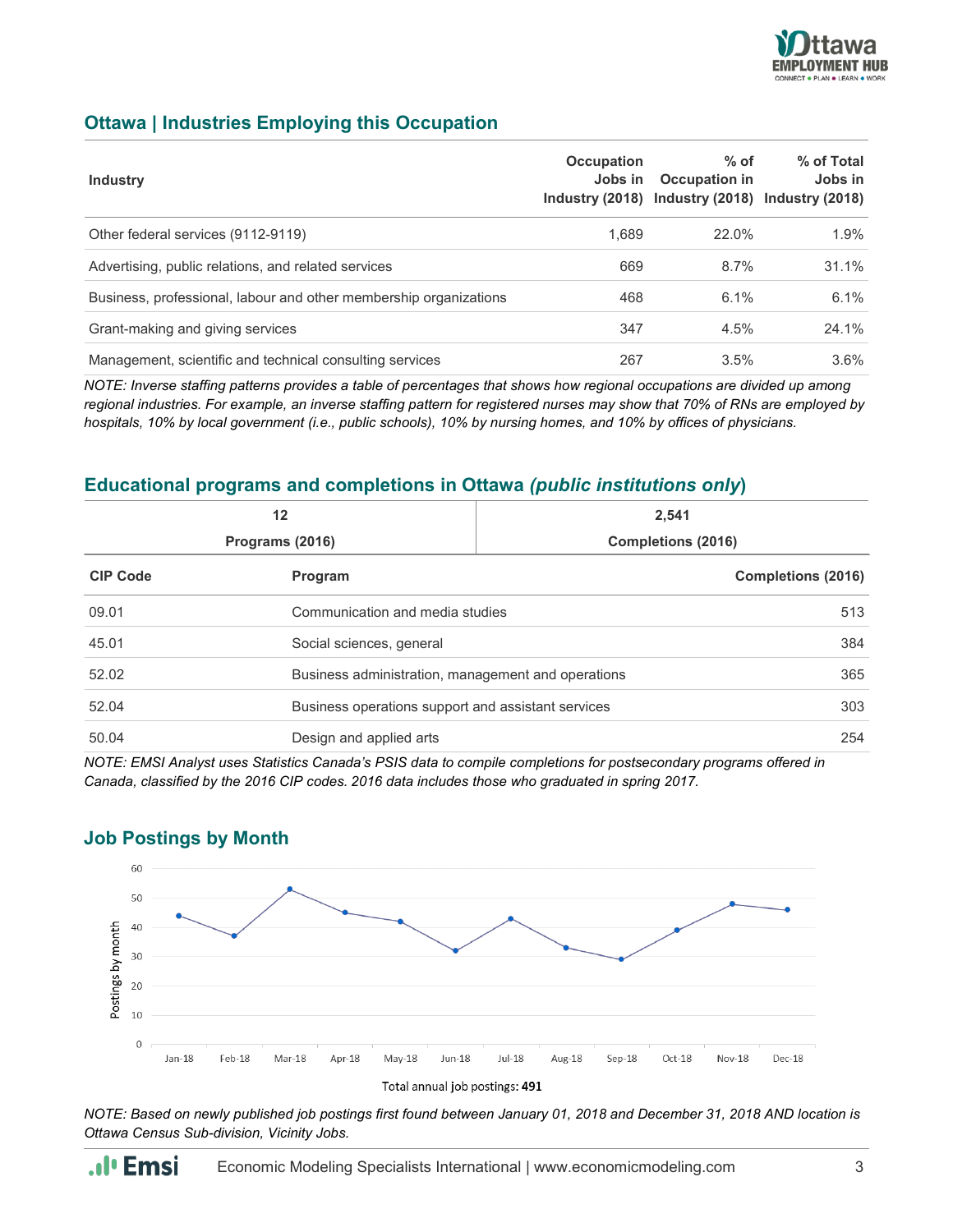## Ottawa | Industries Employing this Occupation

| Industry | Occupation Jobs in Industry (2018) | % of Occupation in Industry (2018) | % of Total Jobs in Industry (2018) |
|---|---|---|---|
| Other federal services (9112-9119) | 1,689 | 22.0% | 1.9% |
| Advertising, public relations, and related services | 669 | 8.7% | 31.1% |
| Business, professional, labour and other membership organizations | 468 | 6.1% | 6.1% |
| Grant-making and giving services | 347 | 4.5% | 24.1% |
| Management, scientific and technical consulting services | 267 | 3.5% | 3.6% |

*NOTE: Inverse staffing patterns provides a table of percentages that shows how regional occupations are divided up among regional industries. For example, an inverse staffing pattern for registered nurses may show that 70% of RNs are employed by hospitals, 10% by local government (i.e., public schools), 10% by nursing homes, and 10% by offices of physicians.*

## Educational programs and completions in Ottawa *(public institutions only)*

| 12 | 2,541 |
|---|---|
| Programs (2016) | Completions (2016) |

| CIP Code | Program | Completions (2016) |
|---|---|---|
| 09.01 | Communication and media studies | 513 |
| 45.01 | Social sciences, general | 384 |
| 52.02 | Business administration, management and operations | 365 |
| 52.04 | Business operations support and assistant services | 303 |
| 50.04 | Design and applied arts | 254 |

*NOTE: EMSI Analyst uses Statistics Canada's PSIS data to compile completions for postsecondary programs offered in Canada, classified by the 2016 CIP codes. 2016 data includes those who graduated in spring 2017.*

## Job Postings by Month

Total annual job postings: **491**

*NOTE: Based on newly published job postings first found between January 01, 2018 and December 31, 2018 AND location is Ottawa Census Sub-division, Vicinity Jobs.*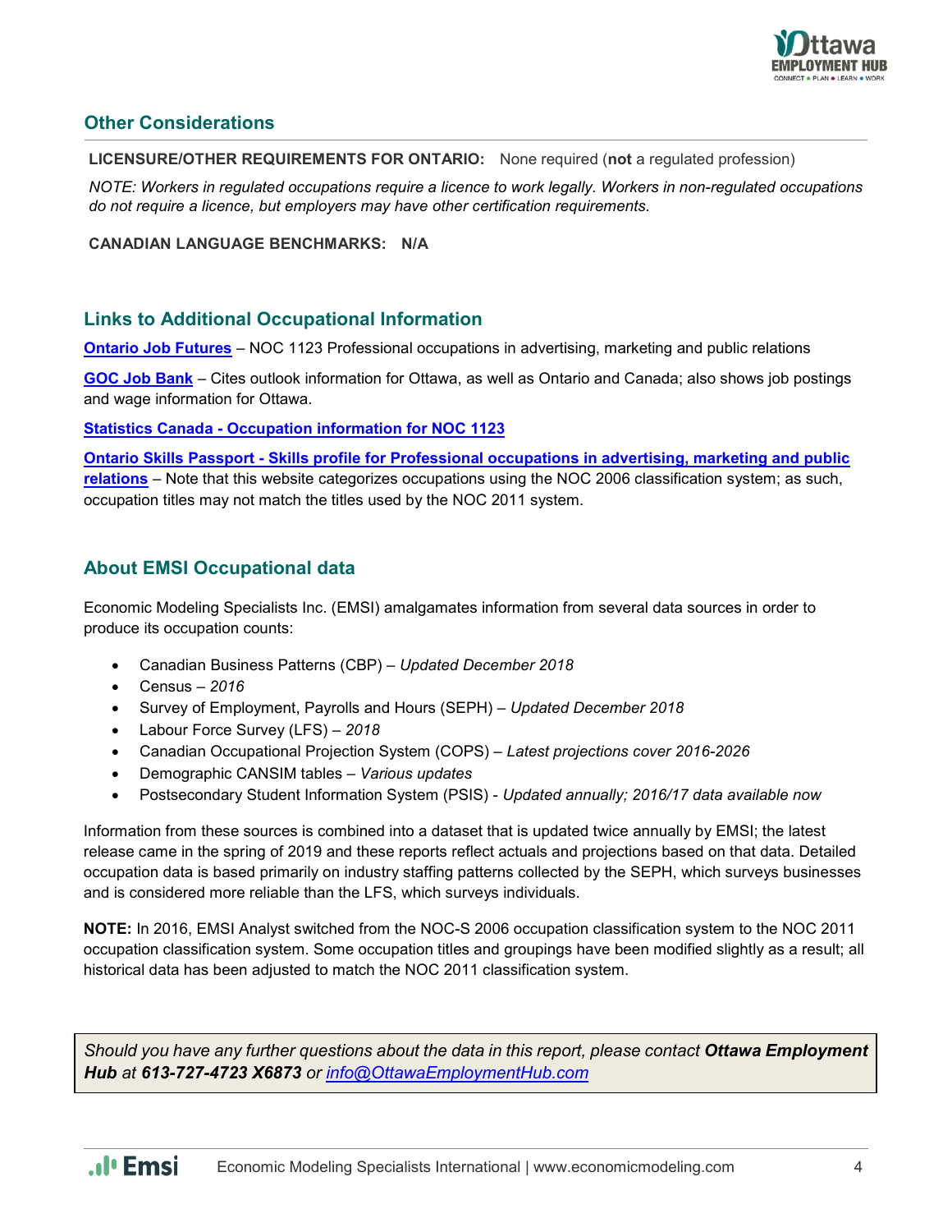## Other Considerations

**LICENSURE/OTHER REQUIREMENTS FOR ONTARIO:** None required (**not** a regulated profession)

*NOTE: Workers in regulated occupations require a licence to work legally. Workers in non-regulated occupations do not require a licence, but employers may have other certification requirements.*

**CANADIAN LANGUAGE BENCHMARKS: N/A**

## Links to Additional Occupational Information

**Ontario Job Futures** – NOC 1123 Professional occupations in advertising, marketing and public relations

**GOC Job Bank** – Cites outlook information for Ottawa, as well as Ontario and Canada; also shows job postings and wage information for Ottawa.

**Statistics Canada - Occupation information for NOC 1123**

**Ontario Skills Passport - Skills profile for Professional occupations in advertising, marketing and public relations** – Note that this website categorizes occupations using the NOC 2006 classification system; as such, occupation titles may not match the titles used by the NOC 2011 system.

## About EMSI Occupational data

Economic Modeling Specialists Inc. (EMSI) amalgamates information from several data sources in order to produce its occupation counts:

- Canadian Business Patterns (CBP) – *Updated December 2018*
- Census – *2016*
- Survey of Employment, Payrolls and Hours (SEPH) – *Updated December 2018*
- Labour Force Survey (LFS) – *2018*
- Canadian Occupational Projection System (COPS) – *Latest projections cover 2016-2026*
- Demographic CANSIM tables – *Various updates*
- Postsecondary Student Information System (PSIS) - *Updated annually; 2016/17 data available now*

Information from these sources is combined into a dataset that is updated twice annually by EMSI; the latest release came in the spring of 2019 and these reports reflect actuals and projections based on that data. Detailed occupation data is based primarily on industry staffing patterns collected by the SEPH, which surveys businesses and is considered more reliable than the LFS, which surveys individuals.

**NOTE:** In 2016, EMSI Analyst switched from the NOC-S 2006 occupation classification system to the NOC 2011 occupation classification system. Some occupation titles and groupings have been modified slightly as a result; all historical data has been adjusted to match the NOC 2011 classification system.

*Should you have any further questions about the data in this report, please contact **Ottawa Employment Hub** at **613-727-4723 X6873** or info@OttawaEmploymentHub.com*